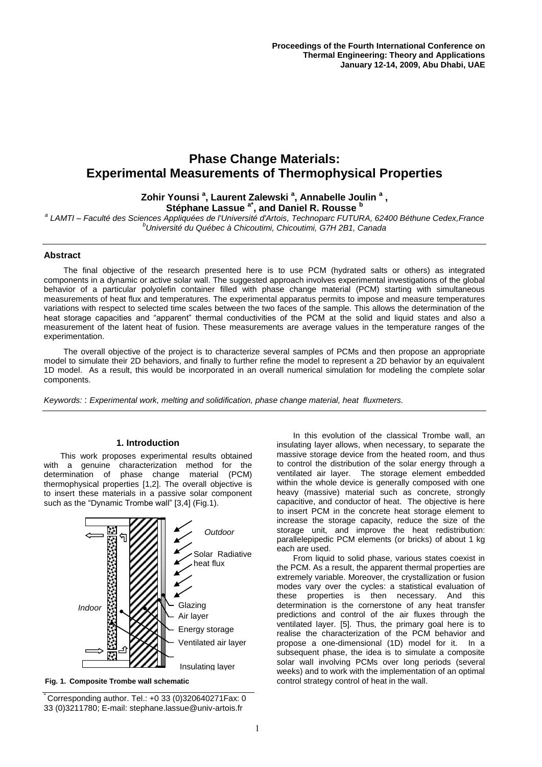Proceedings of the Fourth International Conference on Thermal Engineering: Theory and Applications
January 12-14, 2009, Abu Dhabi, UAE

# Phase Change Materials: Experimental Measurements of Thermophysical Properties

**Zohir Younsi [a], Laurent Zalewski [a], Annabelle Joulin [a], Stéphane Lassue [a*], and Daniel R. Rousse [b]**

[a] LAMTI – Faculté des Sciences Appliquées de l'Université d'Artois, Technoparc FUTURA, 62400 Béthune Cedex, France
[b] Université du Québec à Chicoutimi, Chicoutimi, G7H 2B1, Canada

## Abstract

The final objective of the research presented here is to use PCM (hydrated salts or others) as integrated components in a dynamic or active solar wall. The suggested approach involves experimental investigations of the global behavior of a particular polyolefin container filled with phase change material (PCM) starting with simultaneous measurements of heat flux and temperatures. The experimental apparatus permits to impose and measure temperatures variations with respect to selected time scales between the two faces of the sample. This allows the determination of the heat storage capacities and "apparent" thermal conductivities of the PCM at the solid and liquid states and also a measurement of the latent heat of fusion. These measurements are average values in the temperature ranges of the experimentation.

The overall objective of the project is to characterize several samples of PCMs and then propose an appropriate model to simulate their 2D behaviors, and finally to further refine the model to represent a 2D behavior by an equivalent 1D model. As a result, this would be incorporated in an overall numerical simulation for modeling the complete solar components.

*Keywords:* : *Experimental work, melting and solidification, phase change material, heat fluxmeters.*

## 1. Introduction

This work proposes experimental results obtained with a genuine characterization method for the determination of phase change material (PCM) thermophysical properties [1,2]. The overall objective is to insert these materials in a passive solar component such as the "Dynamic Trombe wall" [3,4] (Fig.1).

Outdoor
Solar Radiative heat flux
Indoor
Glazing
Air layer
Energy storage
Ventilated air layer
Insulating layer

**Fig. 1. Composite Trombe wall schematic**

In this evolution of the classical Trombe wall, an insulating layer allows, when necessary, to separate the massive storage device from the heated room, and thus to control the distribution of the solar energy through a ventilated air layer. The storage element embedded within the whole device is generally composed with one heavy (massive) material such as concrete, strongly capacitive, and conductor of heat. The objective is here to insert PCM in the concrete heat storage element to increase the storage capacity, reduce the size of the storage unit, and improve the heat redistribution: parallelepipedic PCM elements (or bricks) of about 1 kg each are used.

From liquid to solid phase, various states coexist in the PCM. As a result, the apparent thermal properties are extremely variable. Moreover, the crystallization or fusion modes vary over the cycles: a statistical evaluation of these properties is then necessary. And this determination is the cornerstone of any heat transfer predictions and control of the air fluxes through the ventilated layer. [5]. Thus, the primary goal here is to realise the characterization of the PCM behavior and propose a one-dimensional (1D) model for it. In a subsequent phase, the idea is to simulate a composite solar wall involving PCMs over long periods (several weeks) and to work with the implementation of an optimal control strategy control of heat in the wall.

* Corresponding author. Tel.: +0 33 (0)320640271Fax: 0 33 (0)3211780; E-mail: stephane.lassue@univ-artois.fr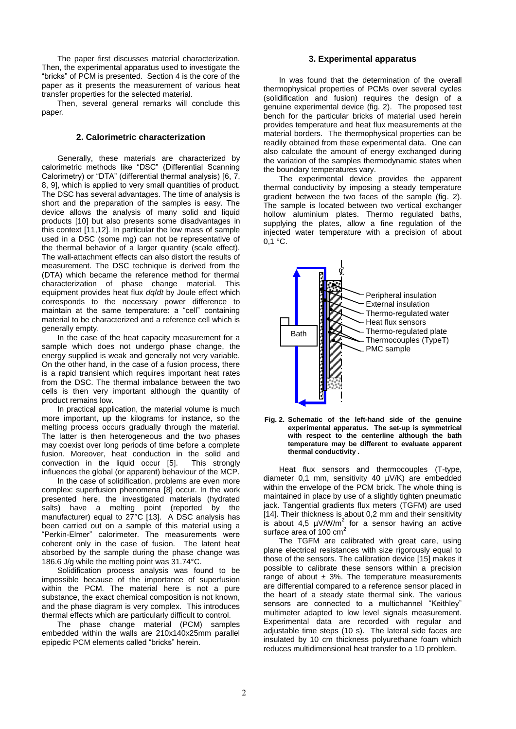The paper first discusses material characterization. Then, the experimental apparatus used to investigate the "bricks" of PCM is presented. Section 4 is the core of the paper as it presents the measurement of various heat transfer properties for the selected material.

Then, several general remarks will conclude this paper.

## 2. Calorimetric characterization

Generally, these materials are characterized by calorimetric methods like "DSC" (Differential Scanning Calorimetry) or "DTA" (differential thermal analysis) [6, 7, 8, 9], which is applied to very small quantities of product. The DSC has several advantages. The time of analysis is short and the preparation of the samples is easy. The device allows the analysis of many solid and liquid products [10] but also presents some disadvantages in this context [11,12]. In particular the low mass of sample used in a DSC (some mg) can not be representative of the thermal behavior of a larger quantity (scale effect). The wall-attachment effects can also distort the results of measurement. The DSC technique is derived from the (DTA) which became the reference method for thermal characterization of phase change material. This equipment provides heat flux *dq/dt* by Joule effect which corresponds to the necessary power difference to maintain at the same temperature: a "cell" containing material to be characterized and a reference cell which is generally empty.

In the case of the heat capacity measurement for a sample which does not undergo phase change, the energy supplied is weak and generally not very variable. On the other hand, in the case of a fusion process, there is a rapid transient which requires important heat rates from the DSC. The thermal imbalance between the two cells is then very important although the quantity of product remains low.

In practical application, the material volume is much more important, up the kilograms for instance, so the melting process occurs gradually through the material. The latter is then heterogeneous and the two phases may coexist over long periods of time before a complete fusion. Moreover, heat conduction in the solid and convection in the liquid occur [5]. This strongly influences the global (or apparent) behaviour of the MCP.

In the case of solidification, problems are even more complex: superfusion phenomena [8] occur. In the work presented here, the investigated materials (hydrated salts) have a melting point (reported by the manufacturer) equal to 27°C [13]. A DSC analysis has been carried out on a sample of this material using a "Perkin-Elmer" calorimeter. The measurements were coherent only in the case of fusion. The latent heat absorbed by the sample during the phase change was 186.6 J/g while the melting point was 31.74°C.

Solidification process analysis was found to be impossible because of the importance of superfusion within the PCM. The material here is not a pure substance, the exact chemical composition is not known, and the phase diagram is very complex. This introduces thermal effects which are particularly difficult to control.

The phase change material (PCM) samples embedded within the walls are 210x140x25mm parallel epipedic PCM elements called "bricks" herein.

## 3. Experimental apparatus

In was found that the determination of the overall thermophysical properties of PCMs over several cycles (solidification and fusion) requires the design of a genuine experimental device (fig. 2). The proposed test bench for the particular bricks of material used herein provides temperature and heat flux measurements at the material borders. The thermophysical properties can be readily obtained from these experimental data. One can also calculate the amount of energy exchanged during the variation of the samples thermodynamic states when the boundary temperatures vary.

The experimental device provides the apparent thermal conductivity by imposing a steady temperature gradient between the two faces of the sample (fig. 2). The sample is located between two vertical exchanger hollow aluminium plates. Thermo regulated baths, supplying the plates, allow a fine regulation of the injected water temperature with a precision of about 0,1 °C.

Bath — Peripheral insulation — External insulation — Thermo-regulated water — Heat flux sensors — Thermo-regulated plate — Thermocouples (TypeT) — PMC sample

**Fig. 2. Schematic of the left-hand side of the genuine experimental apparatus. The set-up is symmetrical with respect to the centerline although the bath temperature may be different to evaluate apparent thermal conductivity .**

Heat flux sensors and thermocouples (T-type, diameter 0,1 mm, sensitivity 40 µV/K) are embedded within the envelope of the PCM brick. The whole thing is maintained in place by use of a slightly tighten pneumatic jack. Tangential gradients flux meters (TGFM) are used [14]. Their thickness is about 0,2 mm and their sensitivity is about 4,5 $\mu V/W/m^2$ for a sensor having an active surface area of 100 $cm^2$

The TGFM are calibrated with great care, using plane electrical resistances with size rigorously equal to those of the sensors. The calibration device [15] makes it possible to calibrate these sensors within a precision range of about ± 3%. The temperature measurements are differential compared to a reference sensor placed in the heart of a steady state thermal sink. The various sensors are connected to a multichannel "Keithley" multimeter adapted to low level signals measurement. Experimental data are recorded with regular and adjustable time steps (10 s). The lateral side faces are insulated by 10 cm thickness polyurethane foam which reduces multidimensional heat transfer to a 1D problem.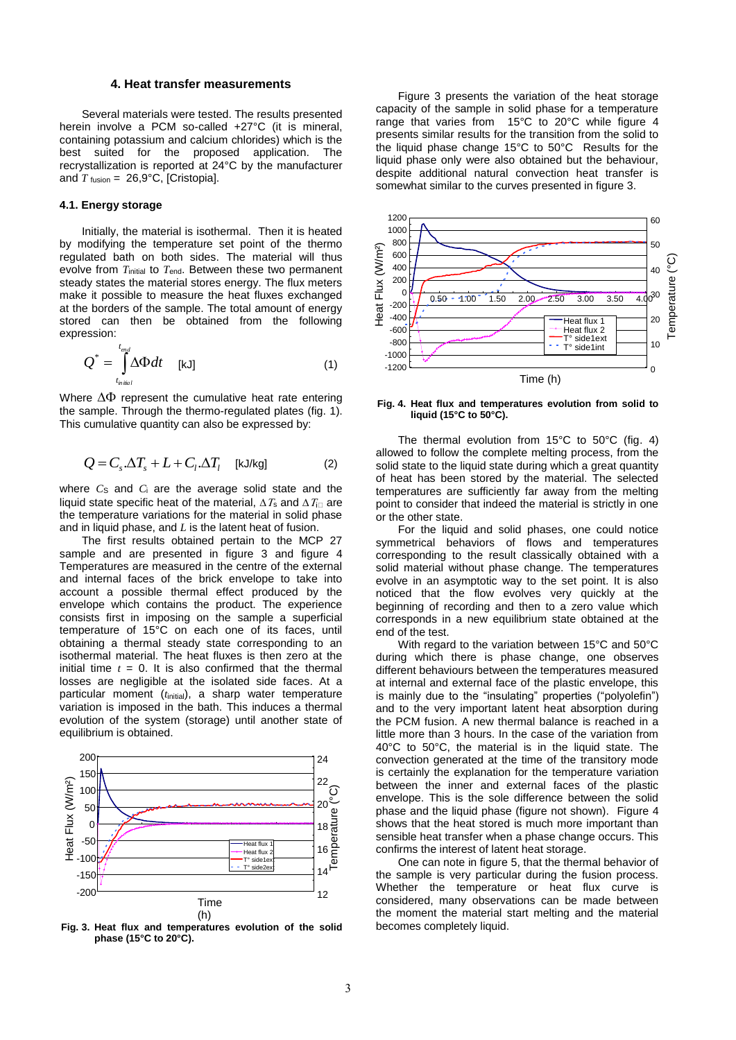## 4. Heat transfer measurements

Several materials were tested. The results presented herein involve a PCM so-called +27°C (it is mineral, containing potassium and calcium chlorides) which is the best suited for the proposed application. The recrystallization is reported at 24°C by the manufacturer and $T_{fusion}$ = 26,9°C, [Cristopia].

### 4.1. Energy storage

Initially, the material is isothermal. Then it is heated by modifying the temperature set point of the thermo regulated bath on both sides. The material will thus evolve from $T_{initial}$ to $T_{end}$. Between these two permanent steady states the material stores energy. The flux meters make it possible to measure the heat fluxes exchanged at the borders of the sample. The total amount of energy stored can then be obtained from the following expression:

$$Q^* = \int_{t_{initial}}^{t_{end}} \Delta\Phi dt \quad \text{[kJ]} \qquad (1)$$

Where $\Delta\Phi$ represent the cumulative heat rate entering the sample. Through the thermo-regulated plates (fig. 1). This cumulative quantity can also be expressed by:

$$Q = C_s.\Delta T_s + L + C_l.\Delta T_l \quad \text{[kJ/kg]} \qquad (2)$$

where $C_S$ and $C_l$ are the average solid state and the liquid state specific heat of the material, $\Delta T_s$ and $\Delta T_l$ are the temperature variations for the material in solid phase and in liquid phase, and $L$ is the latent heat of fusion.

The first results obtained pertain to the MCP 27 sample and are presented in figure 3 and figure 4 Temperatures are measured in the centre of the external and internal faces of the brick envelope to take into account a possible thermal effect produced by the envelope which contains the product. The experience consists first in imposing on the sample a superficial temperature of 15°C on each one of its faces, until obtaining a thermal steady state corresponding to an isothermal material. The heat fluxes is then zero at the initial time $t$ = 0. It is also confirmed that the thermal losses are negligible at the isolated side faces. At a particular moment ($t_{initial}$), a sharp water temperature variation is imposed in the bath. This induces a thermal evolution of the system (storage) until another state of equilibrium is obtained.

**Fig. 3. Heat flux and temperatures evolution of the solid phase (15°C to 20°C).**

Figure 3 presents the variation of the heat storage capacity of the sample in solid phase for a temperature range that varies from 15°C to 20°C while figure 4 presents similar results for the transition from the solid to the liquid phase change 15°C to 50°C Results for the liquid phase only were also obtained but the behaviour, despite additional natural convection heat transfer is somewhat similar to the curves presented in figure 3.

**Fig. 4. Heat flux and temperatures evolution from solid to liquid (15°C to 50°C).**

The thermal evolution from 15°C to 50°C (fig. 4) allowed to follow the complete melting process, from the solid state to the liquid state during which a great quantity of heat has been stored by the material. The selected temperatures are sufficiently far away from the melting point to consider that indeed the material is strictly in one or the other state.

For the liquid and solid phases, one could notice symmetrical behaviors of flows and temperatures corresponding to the result classically obtained with a solid material without phase change. The temperatures evolve in an asymptotic way to the set point. It is also noticed that the flow evolves very quickly at the beginning of recording and then to a zero value which corresponds in a new equilibrium state obtained at the end of the test.

With regard to the variation between 15°C and 50°C during which there is phase change, one observes different behaviours between the temperatures measured at internal and external face of the plastic envelope, this is mainly due to the "insulating" properties ("polyolefin") and to the very important latent heat absorption during the PCM fusion. A new thermal balance is reached in a little more than 3 hours. In the case of the variation from 40°C to 50°C, the material is in the liquid state. The convection generated at the time of the transitory mode is certainly the explanation for the temperature variation between the inner and external faces of the plastic envelope. This is the sole difference between the solid phase and the liquid phase (figure not shown). Figure 4 shows that the heat stored is much more important than sensible heat transfer when a phase change occurs. This confirms the interest of latent heat storage.

One can note in figure 5, that the thermal behavior of the sample is very particular during the fusion process. Whether the temperature or heat flux curve is considered, many observations can be made between the moment the material start melting and the material becomes completely liquid.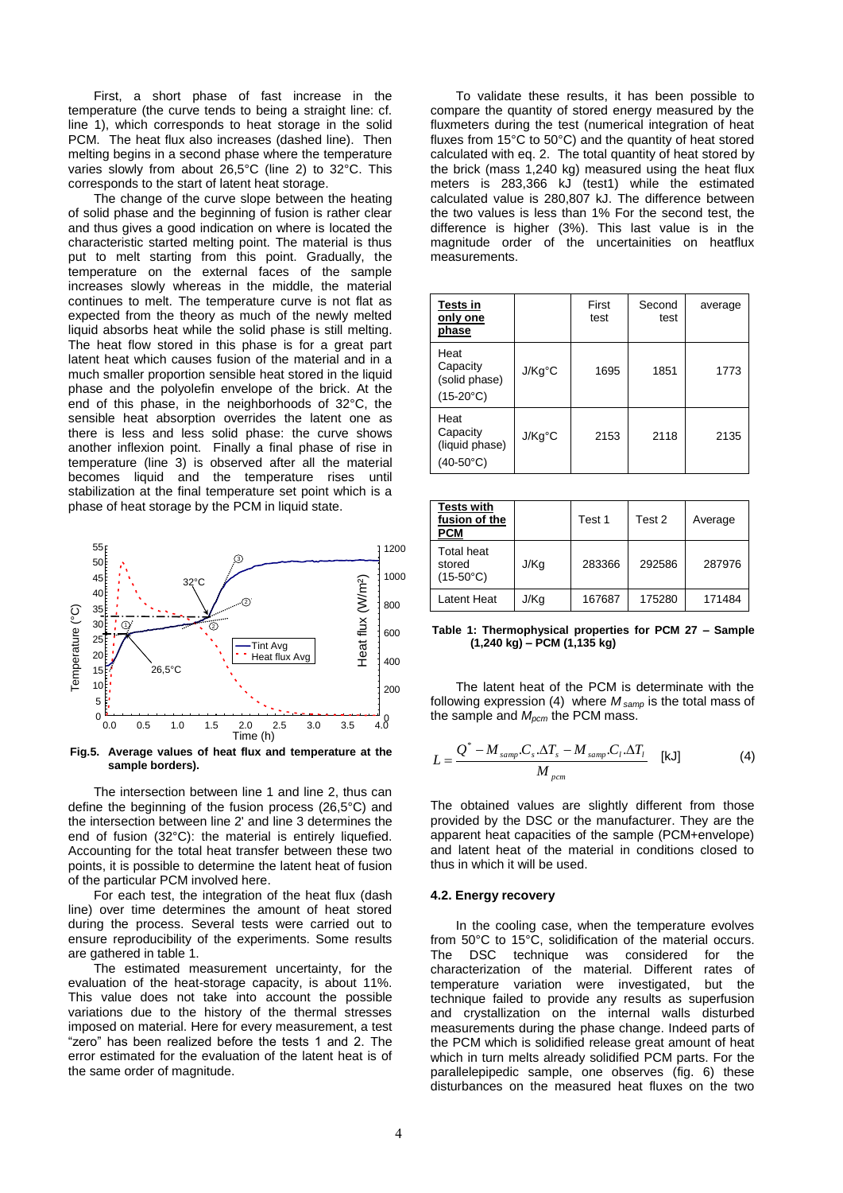First, a short phase of fast increase in the temperature (the curve tends to being a straight line: cf. line 1), which corresponds to heat storage in the solid PCM. The heat flux also increases (dashed line). Then melting begins in a second phase where the temperature varies slowly from about 26,5°C (line 2) to 32°C. This corresponds to the start of latent heat storage.

The change of the curve slope between the heating of solid phase and the beginning of fusion is rather clear and thus gives a good indication on where is located the characteristic started melting point. The material is thus put to melt starting from this point. Gradually, the temperature on the external faces of the sample increases slowly whereas in the middle, the material continues to melt. The temperature curve is not flat as expected from the theory as much of the newly melted liquid absorbs heat while the solid phase is still melting. The heat flow stored in this phase is for a great part latent heat which causes fusion of the material and in a much smaller proportion sensible heat stored in the liquid phase and the polyolefin envelope of the brick. At the end of this phase, in the neighborhoods of 32°C, the sensible heat absorption overrides the latent one as there is less and less solid phase: the curve shows another inflexion point. Finally a final phase of rise in temperature (line 3) is observed after all the material becomes liquid and the temperature rises until stabilization at the final temperature set point which is a phase of heat storage by the PCM in liquid state.

**Fig.5. Average values of heat flux and temperature at the sample borders).**

The intersection between line 1 and line 2, thus can define the beginning of the fusion process (26,5°C) and the intersection between line 2' and line 3 determines the end of fusion (32°C): the material is entirely liquefied. Accounting for the total heat transfer between these two points, it is possible to determine the latent heat of fusion of the particular PCM involved here.

For each test, the integration of the heat flux (dash line) over time determines the amount of heat stored during the process. Several tests were carried out to ensure reproducibility of the experiments. Some results are gathered in table 1.

The estimated measurement uncertainty, for the evaluation of the heat-storage capacity, is about 11%. This value does not take into account the possible variations due to the history of the thermal stresses imposed on material. Here for every measurement, a test "zero" has been realized before the tests 1 and 2. The error estimated for the evaluation of the latent heat is of the same order of magnitude.

To validate these results, it has been possible to compare the quantity of stored energy measured by the fluxmeters during the test (numerical integration of heat fluxes from 15°C to 50°C) and the quantity of heat stored calculated with eq. 2. The total quantity of heat stored by the brick (mass 1,240 kg) measured using the heat flux meters is 283,366 kJ (test1) while the estimated calculated value is 280,807 kJ. The difference between the two values is less than 1% For the second test, the difference is higher (3%). This last value is in the magnitude order of the uncertainities on heatflux measurements.

| **Tests in only one phase** | | First test | Second test | average |
|---|---|---|---|---|
| Heat Capacity (solid phase) (15-20°C) | J/Kg°C | 1695 | 1851 | 1773 |
| Heat Capacity (liquid phase) (40-50°C) | J/Kg°C | 2153 | 2118 | 2135 |

| **Tests with fusion of the PCM** | | Test 1 | Test 2 | Average |
|---|---|---|---|---|
| Total heat stored (15-50°C) | J/Kg | 283366 | 292586 | 287976 |
| Latent Heat | J/Kg | 167687 | 175280 | 171484 |

**Table 1: Thermophysical properties for PCM 27 – Sample (1,240 kg) – PCM (1,135 kg)**

The latent heat of the PCM is determinate with the following expression (4) where $M_{samp}$ is the total mass of the sample and $M_{pcm}$ the PCM mass.

$$L = \frac{Q^{*} - M_{samp}.C_s.\Delta T_s - M_{samp}.C_l.\Delta T_l}{M_{pcm}} \quad \text{[kJ]} \qquad (4)$$

The obtained values are slightly different from those provided by the DSC or the manufacturer. They are the apparent heat capacities of the sample (PCM+envelope) and latent heat of the material in conditions closed to thus in which it will be used.

### 4.2. Energy recovery

In the cooling case, when the temperature evolves from 50°C to 15°C, solidification of the material occurs. The DSC technique was considered for the characterization of the material. Different rates of temperature variation were investigated, but the technique failed to provide any results as superfusion and crystallization on the internal walls disturbed measurements during the phase change. Indeed parts of the PCM which is solidified release great amount of heat which in turn melts already solidified PCM parts. For the parallelepipedic sample, one observes (fig. 6) these disturbances on the measured heat fluxes on the two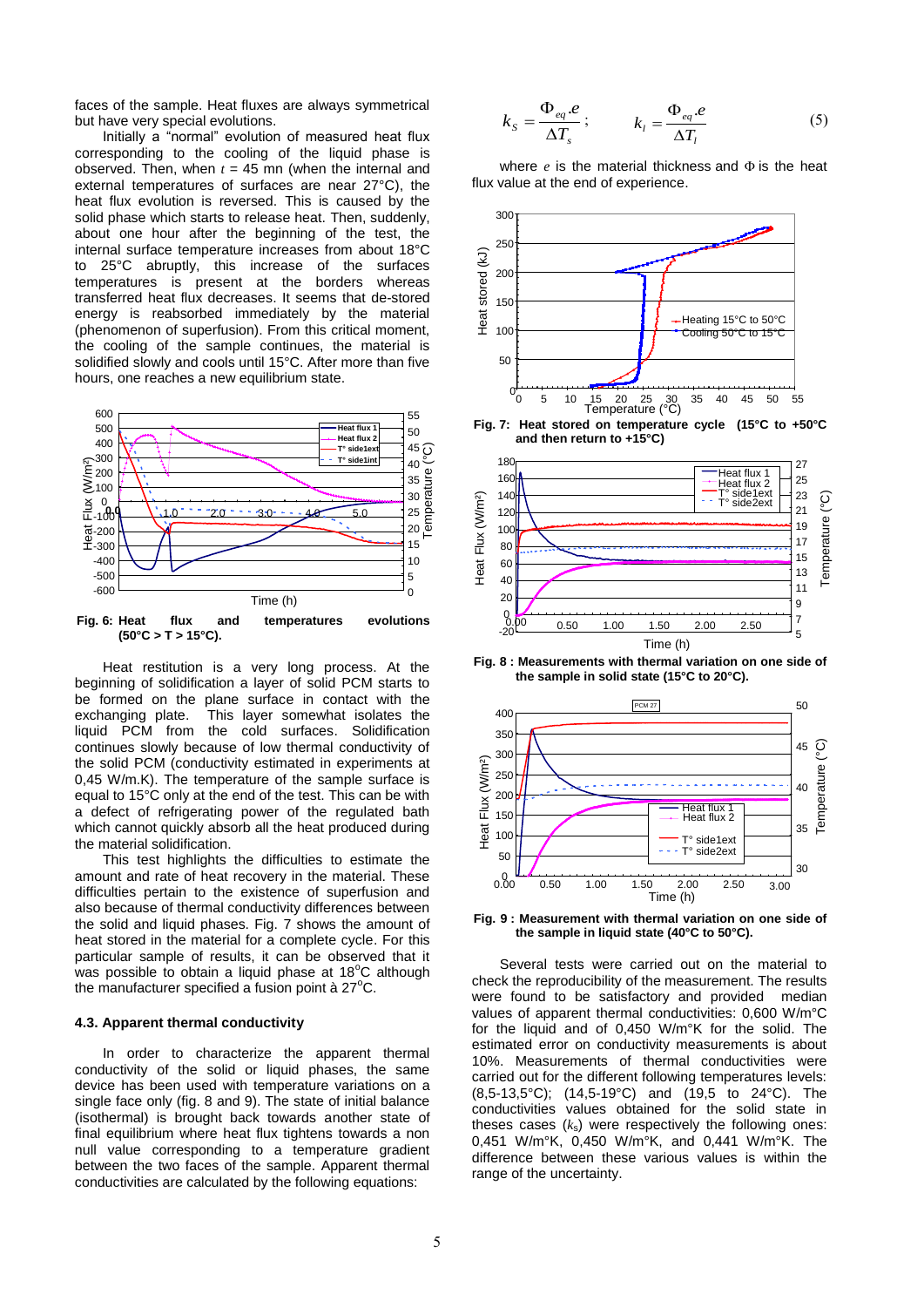faces of the sample. Heat fluxes are always symmetrical but have very special evolutions.

Initially a "normal" evolution of measured heat flux corresponding to the cooling of the liquid phase is observed. Then, when $t$ = 45 mn (when the internal and external temperatures of surfaces are near 27°C), the heat flux evolution is reversed. This is caused by the solid phase which starts to release heat. Then, suddenly, about one hour after the beginning of the test, the internal surface temperature increases from about 18°C to 25°C abruptly, this increase of the surfaces temperatures is present at the borders whereas transferred heat flux decreases. It seems that de-stored energy is reabsorbed immediately by the material (phenomenon of superfusion). From this critical moment, the cooling of the sample continues, the material is solidified slowly and cools until 15°C. After more than five hours, one reaches a new equilibrium state.

**Fig. 6: Heat flux and temperatures evolutions (50°C > T > 15°C).**

Heat restitution is a very long process. At the beginning of solidification a layer of solid PCM starts to be formed on the plane surface in contact with the exchanging plate. This layer somewhat isolates the liquid PCM from the cold surfaces. Solidification continues slowly because of low thermal conductivity of the solid PCM (conductivity estimated in experiments at 0,45 W/m.K). The temperature of the sample surface is equal to 15°C only at the end of the test. This can be with a defect of refrigerating power of the regulated bath which cannot quickly absorb all the heat produced during the material solidification.

This test highlights the difficulties to estimate the amount and rate of heat recovery in the material. These difficulties pertain to the existence of superfusion and also because of thermal conductivity differences between the solid and liquid phases. Fig. 7 shows the amount of heat stored in the material for a complete cycle. For this particular sample of results, it can be observed that it was possible to obtain a liquid phase at 18°C although the manufacturer specified a fusion point à 27°C.

### 4.3. Apparent thermal conductivity

In order to characterize the apparent thermal conductivity of the solid or liquid phases, the same device has been used with temperature variations on a single face only (fig. 8 and 9). The state of initial balance (isothermal) is brought back towards another state of final equilibrium where heat flux tightens towards a non null value corresponding to a temperature gradient between the two faces of the sample. Apparent thermal conductivities are calculated by the following equations:

$$k_S = \frac{\Phi_{eq}.e}{\Delta T_s}\,; \qquad k_l = \frac{\Phi_{eq}.e}{\Delta T_l} \qquad (5)$$

where $e$ is the material thickness and $\Phi$ is the heat flux value at the end of experience.

**Fig. 7: Heat stored on temperature cycle (15°C to +50°C and then return to +15°C)**

**Fig. 8 : Measurements with thermal variation on one side of the sample in solid state (15°C to 20°C).**

**Fig. 9 : Measurement with thermal variation on one side of the sample in liquid state (40°C to 50°C).**

Several tests were carried out on the material to check the reproducibility of the measurement. The results were found to be satisfactory and provided median values of apparent thermal conductivities: 0,600 W/m°C for the liquid and of 0,450 W/m°K for the solid. The estimated error on conductivity measurements is about 10%. Measurements of thermal conductivities were carried out for the different following temperatures levels: (8,5-13,5°C); (14,5-19°C) and (19,5 to 24°C). The conductivities values obtained for the solid state in theses cases ($k_s$) were respectively the following ones: 0,451 W/m°K, 0,450 W/m°K, and 0,441 W/m°K. The difference between these various values is within the range of the uncertainty.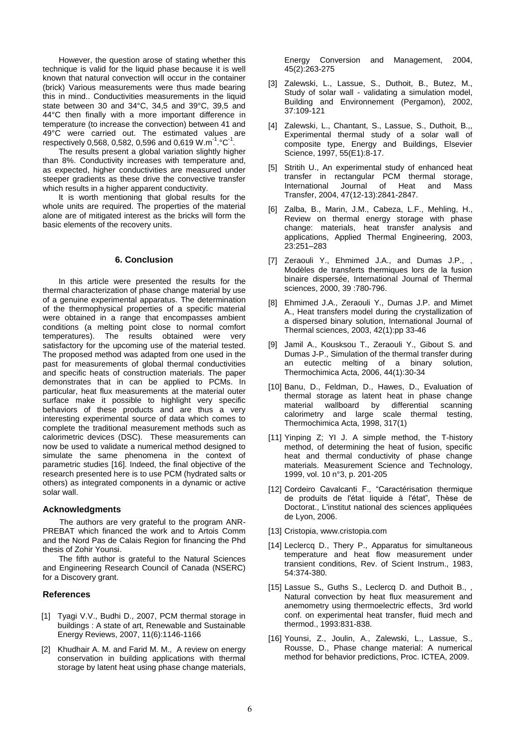However, the question arose of stating whether this technique is valid for the liquid phase because it is well known that natural convection will occur in the container (brick) Various measurements were thus made bearing this in mind.. Conductivities measurements in the liquid state between 30 and 34°C, 34,5 and 39°C, 39,5 and 44°C then finally with a more important difference in temperature (to increase the convection) between 41 and 49°C were carried out. The estimated values are respectively 0,568, 0,582, 0,596 and 0,619 $W.m^{-1}.°C^{-1}$.

The results present a global variation slightly higher than 8%. Conductivity increases with temperature and, as expected, higher conductivities are measured under steeper gradients as these drive the convective transfer which results in a higher apparent conductivity.

It is worth mentioning that global results for the whole units are required. The properties of the material alone are of mitigated interest as the bricks will form the basic elements of the recovery units.

## 6. Conclusion

In this article were presented the results for the thermal characterization of phase change material by use of a genuine experimental apparatus. The determination of the thermophysical properties of a specific material were obtained in a range that encompasses ambient conditions (a melting point close to normal comfort temperatures). The results obtained were very satisfactory for the upcoming use of the material tested. The proposed method was adapted from one used in the past for measurements of global thermal conductivities and specific heats of construction materials. The paper demonstrates that in can be applied to PCMs. In particular, heat flux measurements at the material outer surface make it possible to highlight very specific behaviors of these products and are thus a very interesting experimental source of data which comes to complete the traditional measurement methods such as calorimetric devices (DSC). These measurements can now be used to validate a numerical method designed to simulate the same phenomena in the context of parametric studies [16]. Indeed, the final objective of the research presented here is to use PCM (hydrated salts or others) as integrated components in a dynamic or active solar wall.

### Acknowledgments

The authors are very grateful to the program ANR-PREBAT which financed the work and to Artois Comm and the Nord Pas de Calais Region for financing the Phd thesis of Zohir Younsi.

The fifth author is grateful to the Natural Sciences and Engineering Research Council of Canada (NSERC) for a Discovery grant.

### References

[1] Tyagi V.V., Budhi D., 2007, PCM thermal storage in buildings : A state of art, Renewable and Sustainable Energy Reviews, 2007, 11(6):1146-1166

[2] Khudhair A. M. and Farid M. M., A review on energy conservation in building applications with thermal storage by latent heat using phase change materials, Energy Conversion and Management, 2004, 45(2):263-275

[3] Zalewski, L., Lassue, S., Duthoit, B., Butez, M., Study of solar wall - validating a simulation model, Building and Environnement (Pergamon), 2002, 37:109-121

[4] Zalewski, L., Chantant, S., Lassue, S., Duthoit, B.,, Experimental thermal study of a solar wall of composite type, Energy and Buildings, Elsevier Science, 1997, 55(E1):8-17.

[5] Stritih U., An experimental study of enhanced heat transfer in rectangular PCM thermal storage, International Journal of Heat and Mass Transfer, 2004, 47(12-13):2841-2847.

[6] Zalba, B., Marin, J.M., Cabeza, L.F., Mehling, H., Review on thermal energy storage with phase change: materials, heat transfer analysis and applications, Applied Thermal Engineering, 2003, 23:251–283

[7] Zeraouli Y., Ehmimed J.A., and Dumas J.P., , Modèles de transferts thermiques lors de la fusion binaire dispersée, International Journal of Thermal sciences, 2000, 39 :780-796.

[8] Ehmimed J.A., Zeraouli Y., Dumas J.P. and Mimet A., Heat transfers model during the crystallization of a dispersed binary solution, International Journal of Thermal sciences, 2003, 42(1):pp 33-46

[9] Jamil A., Kousksou T., Zeraouli Y., Gibout S. and Dumas J-P., Simulation of the thermal transfer during an eutectic melting of a binary solution, Thermochimica Acta, 2006, 44(1):30-34

[10] Banu, D., Feldman, D., Hawes, D., Evaluation of thermal storage as latent heat in phase change material wallboard by differential scanning calorimetry and large scale thermal testing, Thermochimica Acta, 1998, 317(1)

[11] Yinping Z; YI J. A simple method, the T-history method, of determining the heat of fusion, specific heat and thermal conductivity of phase change materials. Measurement Science and Technology, 1999, vol. 10 n°3, p. 201-205

[12] Cordeiro Cavalcanti F., "Caractérisation thermique de produits de l'état liquide à l'état", Thèse de Doctorat., L'institut national des sciences appliquées de Lyon, 2006.

[13] Cristopia, www.cristopia.com

[14] Leclercq D., Thery P., Apparatus for simultaneous temperature and heat flow measurement under transient conditions, Rev. of Scient Instrum., 1983, 54:374-380.

[15] Lassue S., Guths S., Leclercq D. and Duthoit B., , Natural convection by heat flux measurement and anemometry using thermoelectric effects, 3rd world conf. on experimental heat transfer, fluid mech and thermod., 1993:831-838.

[16] Younsi, Z., Joulin, A., Zalewski, L., Lassue, S., Rousse, D., Phase change material: A numerical method for behavior predictions, Proc. ICTEA, 2009.